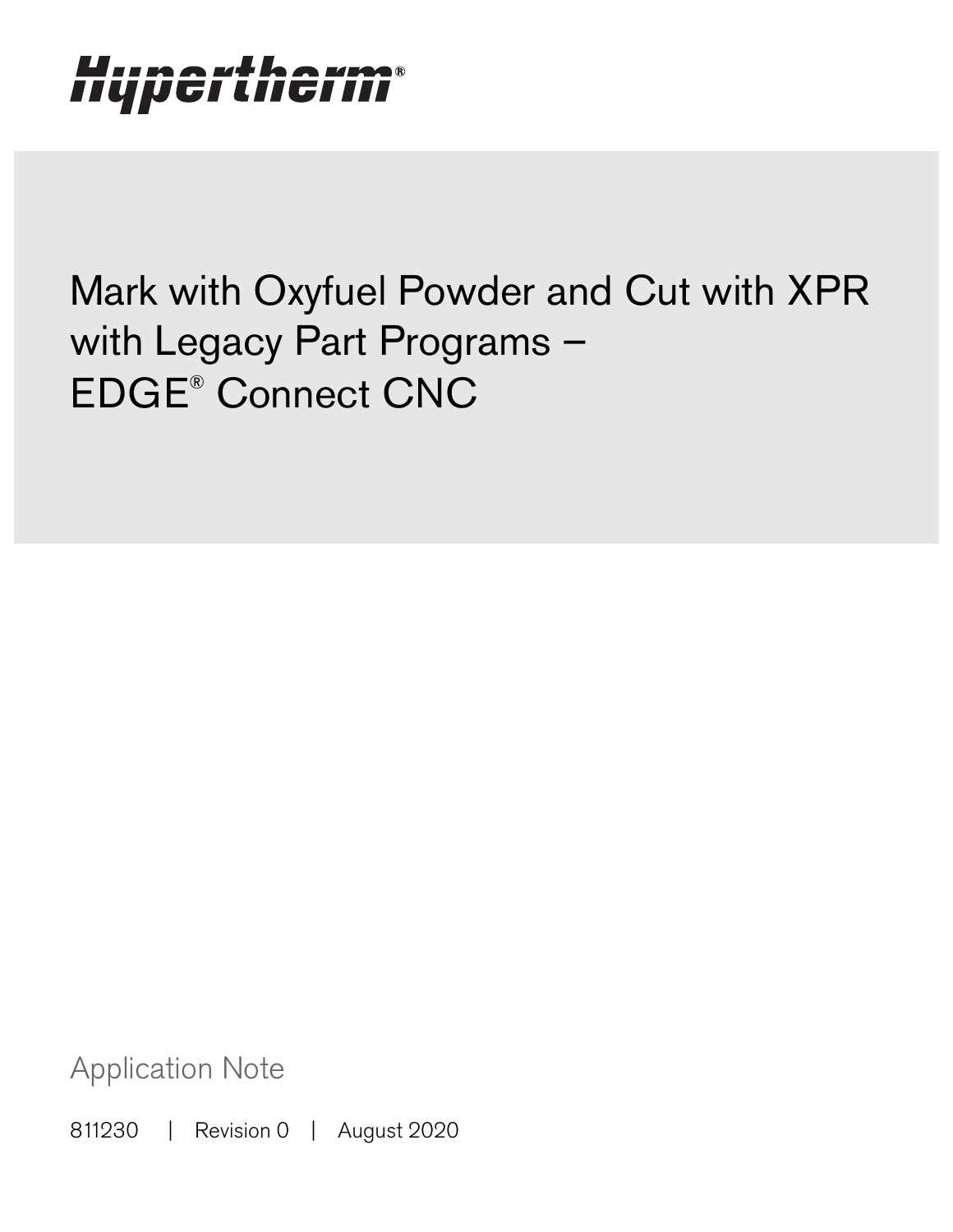Hypertherm®

# Mark with Oxyfuel Powder and Cut with XPR with Legacy Part Programs – EDGE® Connect CNC

Application Note

811230 | Revision 0 | August 2020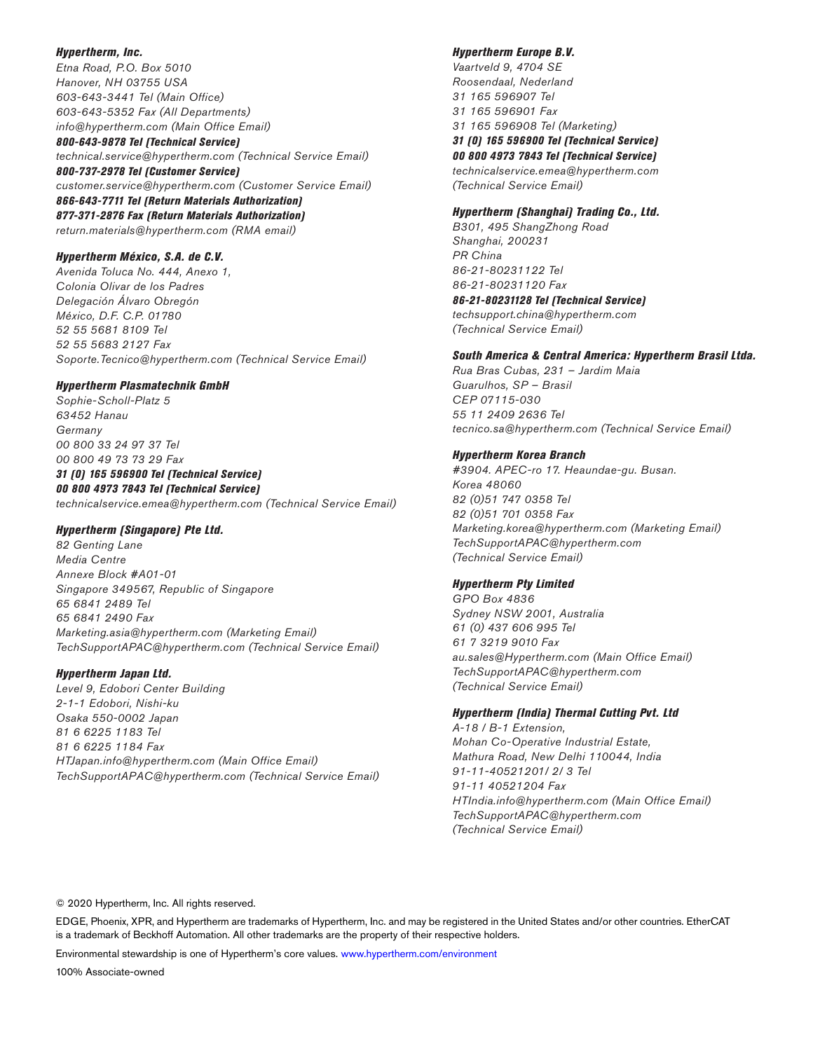**_Hypertherm, Inc._**
*Etna Road, P.O. Box 5010*
*Hanover, NH 03755 USA*
*603-643-3441 Tel (Main Office)*
*603-643-5352 Fax (All Departments)*
*info@hypertherm.com (Main Office Email)*
**_800-643-9878 Tel (Technical Service)_**
*technical.service@hypertherm.com (Technical Service Email)*
**_800-737-2978 Tel (Customer Service)_**
*customer.service@hypertherm.com (Customer Service Email)*
**_866-643-7711 Tel (Return Materials Authorization)_**
**_877-371-2876 Fax (Return Materials Authorization)_**
*return.materials@hypertherm.com (RMA email)*

**_Hypertherm México, S.A. de C.V._**
*Avenida Toluca No. 444, Anexo 1,*
*Colonia Olivar de los Padres*
*Delegación Álvaro Obregón*
*México, D.F. C.P. 01780*
*52 55 5681 8109 Tel*
*52 55 5683 2127 Fax*
*Soporte.Tecnico@hypertherm.com (Technical Service Email)*

**_Hypertherm Plasmatechnik GmbH_**
*Sophie-Scholl-Platz 5*
*63452 Hanau*
*Germany*
*00 800 33 24 97 37 Tel*
*00 800 49 73 73 29 Fax*
**_31 (0) 165 596900 Tel (Technical Service)_**
**_00 800 4973 7843 Tel (Technical Service)_**
*technicalservice.emea@hypertherm.com (Technical Service Email)*

**_Hypertherm (Singapore) Pte Ltd._**
*82 Genting Lane*
*Media Centre*
*Annexe Block #A01-01*
*Singapore 349567, Republic of Singapore*
*65 6841 2489 Tel*
*65 6841 2490 Fax*
*Marketing.asia@hypertherm.com (Marketing Email)*
*TechSupportAPAC@hypertherm.com (Technical Service Email)*

**_Hypertherm Japan Ltd._**
*Level 9, Edobori Center Building*
*2-1-1 Edobori, Nishi-ku*
*Osaka 550-0002 Japan*
*81 6 6225 1183 Tel*
*81 6 6225 1184 Fax*
*HTJapan.info@hypertherm.com (Main Office Email)*
*TechSupportAPAC@hypertherm.com (Technical Service Email)*

**_Hypertherm Europe B.V._**
*Vaartveld 9, 4704 SE*
*Roosendaal, Nederland*
*31 165 596907 Tel*
*31 165 596901 Fax*
*31 165 596908 Tel (Marketing)*
**_31 (0) 165 596900 Tel (Technical Service)_**
**_00 800 4973 7843 Tel (Technical Service)_**
*technicalservice.emea@hypertherm.com*
*(Technical Service Email)*

**_Hypertherm (Shanghai) Trading Co., Ltd._**
*B301, 495 ShangZhong Road*
*Shanghai, 200231*
*PR China*
*86-21-80231122 Tel*
*86-21-80231120 Fax*
**_86-21-80231128 Tel (Technical Service)_**
*techsupport.china@hypertherm.com*
*(Technical Service Email)*

**_South America & Central America: Hypertherm Brasil Ltda._**
*Rua Bras Cubas, 231 – Jardim Maia*
*Guarulhos, SP – Brasil*
*CEP 07115-030*
*55 11 2409 2636 Tel*
*tecnico.sa@hypertherm.com (Technical Service Email)*

**_Hypertherm Korea Branch_**
*#3904. APEC-ro 17. Heaundae-gu. Busan.*
*Korea 48060*
*82 (0)51 747 0358 Tel*
*82 (0)51 701 0358 Fax*
*Marketing.korea@hypertherm.com (Marketing Email)*
*TechSupportAPAC@hypertherm.com*
*(Technical Service Email)*

**_Hypertherm Pty Limited_**
*GPO Box 4836*
*Sydney NSW 2001, Australia*
*61 (0) 437 606 995 Tel*
*61 7 3219 9010 Fax*
*au.sales@Hypertherm.com (Main Office Email)*
*TechSupportAPAC@hypertherm.com*
*(Technical Service Email)*

**_Hypertherm (India) Thermal Cutting Pvt. Ltd_**
*A-18 / B-1 Extension,*
*Mohan Co-Operative Industrial Estate,*
*Mathura Road, New Delhi 110044, India*
*91-11-40521201/ 2/ 3 Tel*
*91-11 40521204 Fax*
*HTIndia.info@hypertherm.com (Main Office Email)*
*TechSupportAPAC@hypertherm.com*
*(Technical Service Email)*

© 2020 Hypertherm, Inc. All rights reserved.

EDGE, Phoenix, XPR, and Hypertherm are trademarks of Hypertherm, Inc. and may be registered in the United States and/or other countries. EtherCAT is a trademark of Beckhoff Automation. All other trademarks are the property of their respective holders.

Environmental stewardship is one of Hypertherm's core values. www.hypertherm.com/environment

100% Associate-owned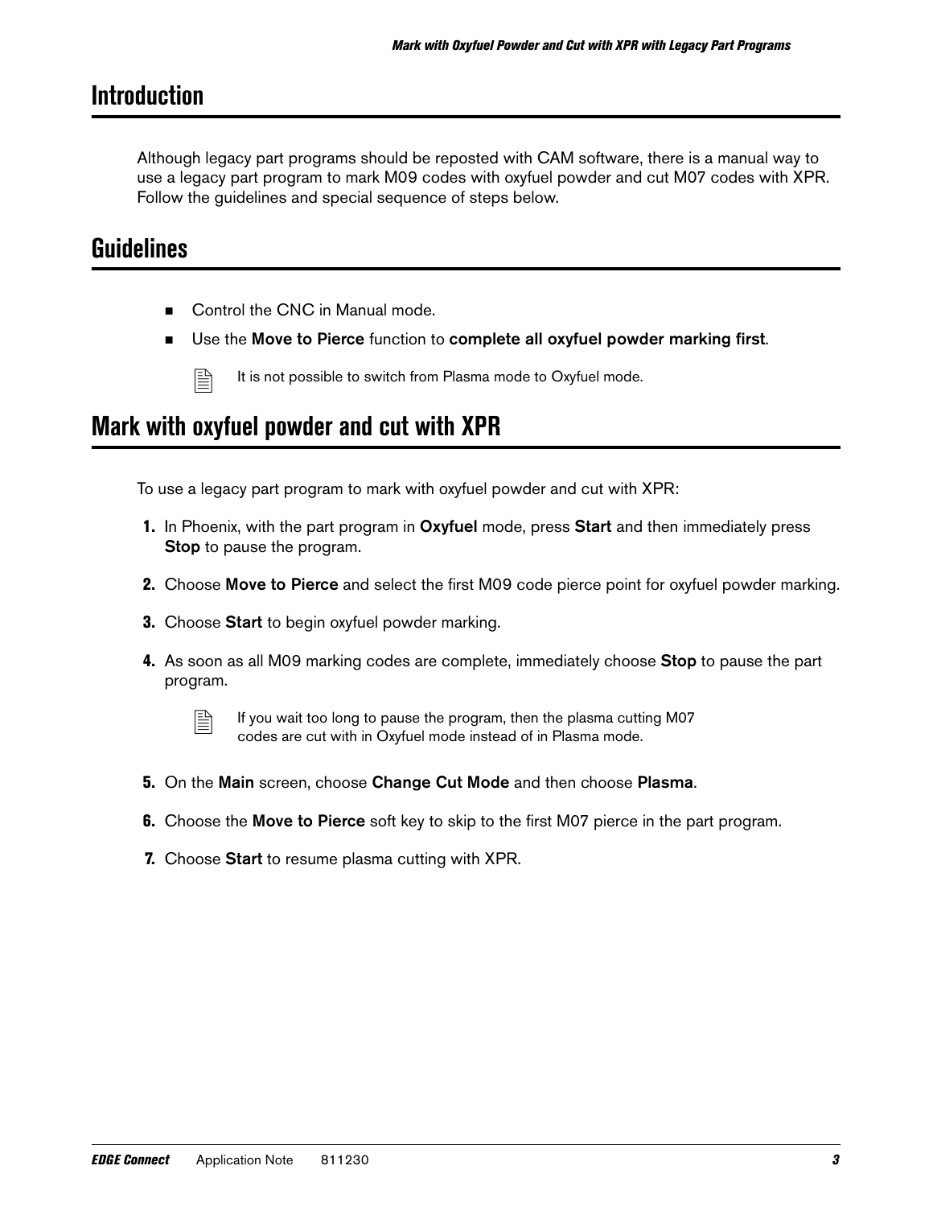# Introduction

Although legacy part programs should be reposted with CAM software, there is a manual way to use a legacy part program to mark M09 codes with oxyfuel powder and cut M07 codes with XPR. Follow the guidelines and special sequence of steps below.

# Guidelines

- Control the CNC in Manual mode.
- Use the **Move to Pierce** function to **complete all oxyfuel powder marking first**.

  > It is not possible to switch from Plasma mode to Oxyfuel mode.

# Mark with oxyfuel powder and cut with XPR

To use a legacy part program to mark with oxyfuel powder and cut with XPR:

1. In Phoenix, with the part program in **Oxyfuel** mode, press **Start** and then immediately press **Stop** to pause the program.
2. Choose **Move to Pierce** and select the first M09 code pierce point for oxyfuel powder marking.
3. Choose **Start** to begin oxyfuel powder marking.
4. As soon as all M09 marking codes are complete, immediately choose **Stop** to pause the part program.

   > If you wait too long to pause the program, then the plasma cutting M07 codes are cut with in Oxyfuel mode instead of in Plasma mode.

5. On the **Main** screen, choose **Change Cut Mode** and then choose **Plasma**.
6. Choose the **Move to Pierce** soft key to skip to the first M07 pierce in the part program.
7. Choose **Start** to resume plasma cutting with XPR.